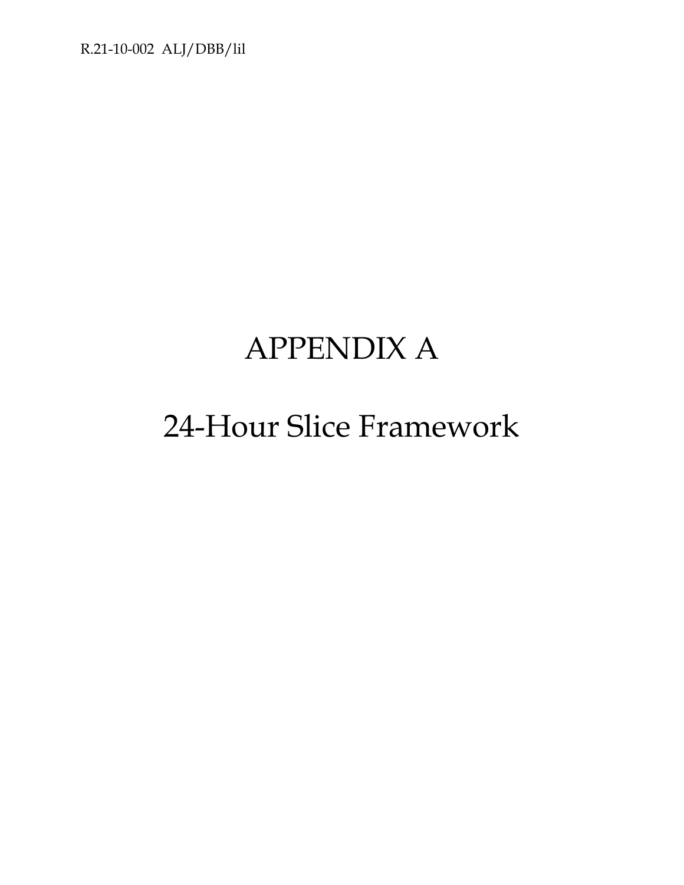# APPENDIX A

# 24-Hour Slice Framework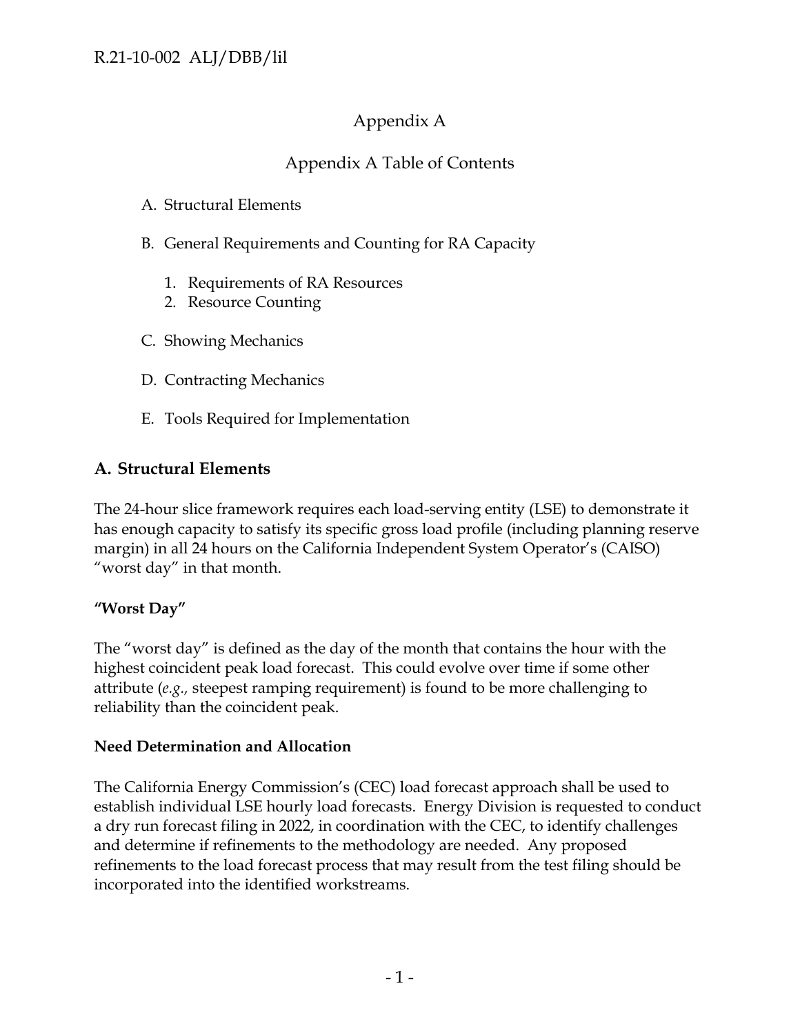# Appendix A

## Appendix A Table of Contents

A. Structural Elements

B. General Requirements and Counting for RA Capacity

1. Requirements of RA Resources
2. Resource Counting

C. Showing Mechanics

D. Contracting Mechanics

E. Tools Required for Implementation

## A. Structural Elements

The 24-hour slice framework requires each load-serving entity (LSE) to demonstrate it has enough capacity to satisfy its specific gross load profile (including planning reserve margin) in all 24 hours on the California Independent System Operator's (CAISO) "worst day" in that month.

### "Worst Day"

The "worst day" is defined as the day of the month that contains the hour with the highest coincident peak load forecast. This could evolve over time if some other attribute (*e.g.,* steepest ramping requirement) is found to be more challenging to reliability than the coincident peak.

### Need Determination and Allocation

The California Energy Commission's (CEC) load forecast approach shall be used to establish individual LSE hourly load forecasts. Energy Division is requested to conduct a dry run forecast filing in 2022, in coordination with the CEC, to identify challenges and determine if refinements to the methodology are needed. Any proposed refinements to the load forecast process that may result from the test filing should be incorporated into the identified workstreams.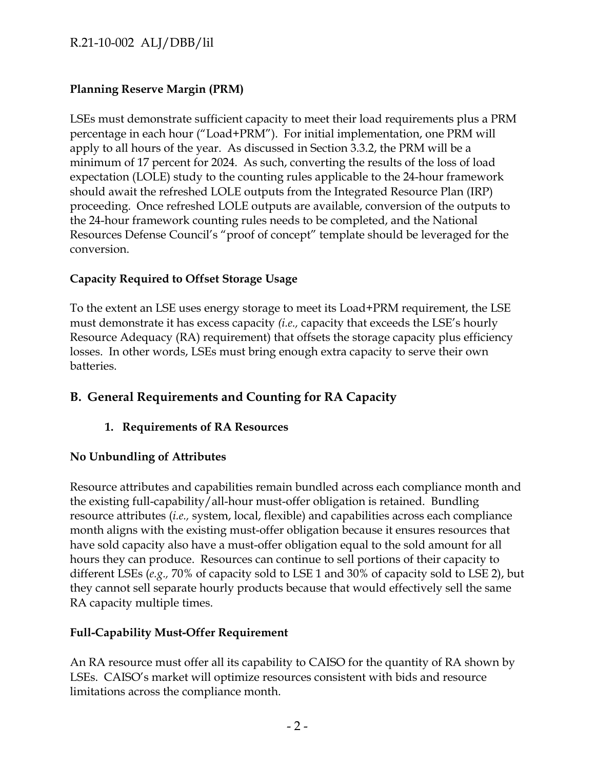**Planning Reserve Margin (PRM)**

LSEs must demonstrate sufficient capacity to meet their load requirements plus a PRM percentage in each hour ("Load+PRM"). For initial implementation, one PRM will apply to all hours of the year. As discussed in Section 3.3.2, the PRM will be a minimum of 17 percent for 2024. As such, converting the results of the loss of load expectation (LOLE) study to the counting rules applicable to the 24-hour framework should await the refreshed LOLE outputs from the Integrated Resource Plan (IRP) proceeding. Once refreshed LOLE outputs are available, conversion of the outputs to the 24-hour framework counting rules needs to be completed, and the National Resources Defense Council's "proof of concept" template should be leveraged for the conversion.

**Capacity Required to Offset Storage Usage**

To the extent an LSE uses energy storage to meet its Load+PRM requirement, the LSE must demonstrate it has excess capacity *(i.e.,* capacity that exceeds the LSE's hourly Resource Adequacy (RA) requirement) that offsets the storage capacity plus efficiency losses. In other words, LSEs must bring enough extra capacity to serve their own batteries.

## B. General Requirements and Counting for RA Capacity

### 1. Requirements of RA Resources

**No Unbundling of Attributes**

Resource attributes and capabilities remain bundled across each compliance month and the existing full-capability/all-hour must-offer obligation is retained. Bundling resource attributes (*i.e.,* system, local, flexible) and capabilities across each compliance month aligns with the existing must-offer obligation because it ensures resources that have sold capacity also have a must-offer obligation equal to the sold amount for all hours they can produce. Resources can continue to sell portions of their capacity to different LSEs (*e.g.,* 70% of capacity sold to LSE 1 and 30% of capacity sold to LSE 2), but they cannot sell separate hourly products because that would effectively sell the same RA capacity multiple times.

**Full-Capability Must-Offer Requirement**

An RA resource must offer all its capability to CAISO for the quantity of RA shown by LSEs. CAISO's market will optimize resources consistent with bids and resource limitations across the compliance month.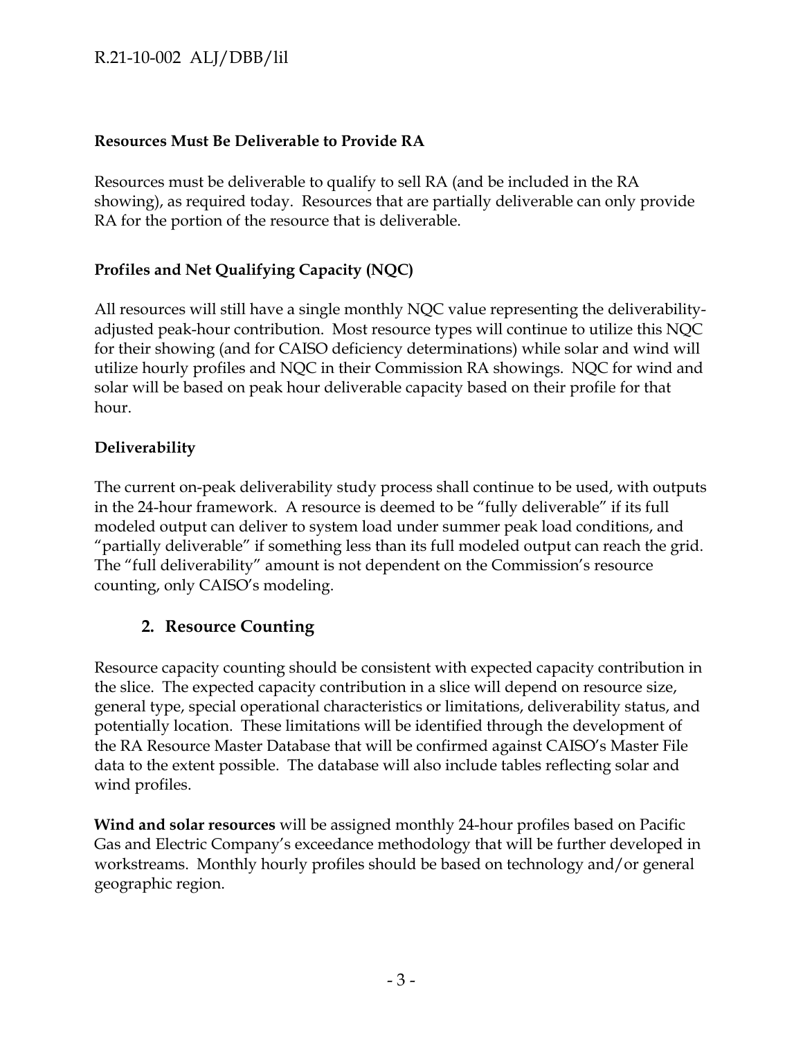**Resources Must Be Deliverable to Provide RA**

Resources must be deliverable to qualify to sell RA (and be included in the RA showing), as required today. Resources that are partially deliverable can only provide RA for the portion of the resource that is deliverable.

**Profiles and Net Qualifying Capacity (NQC)**

All resources will still have a single monthly NQC value representing the deliverability-adjusted peak-hour contribution. Most resource types will continue to utilize this NQC for their showing (and for CAISO deficiency determinations) while solar and wind will utilize hourly profiles and NQC in their Commission RA showings. NQC for wind and solar will be based on peak hour deliverable capacity based on their profile for that hour.

**Deliverability**

The current on-peak deliverability study process shall continue to be used, with outputs in the 24-hour framework. A resource is deemed to be "fully deliverable" if its full modeled output can deliver to system load under summer peak load conditions, and "partially deliverable" if something less than its full modeled output can reach the grid. The "full deliverability" amount is not dependent on the Commission's resource counting, only CAISO's modeling.

## 2. Resource Counting

Resource capacity counting should be consistent with expected capacity contribution in the slice. The expected capacity contribution in a slice will depend on resource size, general type, special operational characteristics or limitations, deliverability status, and potentially location. These limitations will be identified through the development of the RA Resource Master Database that will be confirmed against CAISO's Master File data to the extent possible. The database will also include tables reflecting solar and wind profiles.

**Wind and solar resources** will be assigned monthly 24-hour profiles based on Pacific Gas and Electric Company's exceedance methodology that will be further developed in workstreams. Monthly hourly profiles should be based on technology and/or general geographic region.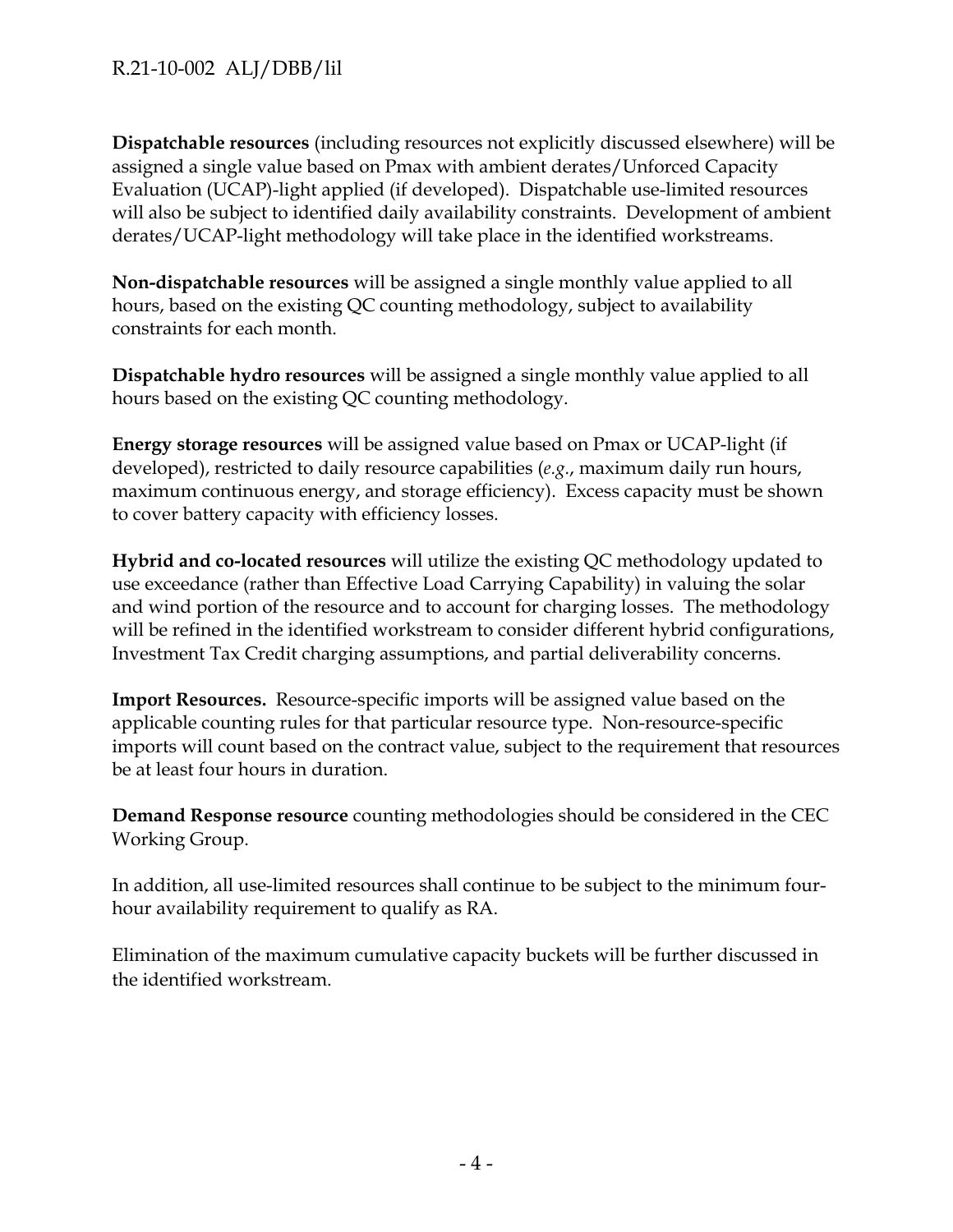**Dispatchable resources** (including resources not explicitly discussed elsewhere) will be assigned a single value based on Pmax with ambient derates/Unforced Capacity Evaluation (UCAP)-light applied (if developed). Dispatchable use-limited resources will also be subject to identified daily availability constraints. Development of ambient derates/UCAP-light methodology will take place in the identified workstreams.

**Non-dispatchable resources** will be assigned a single monthly value applied to all hours, based on the existing QC counting methodology, subject to availability constraints for each month.

**Dispatchable hydro resources** will be assigned a single monthly value applied to all hours based on the existing QC counting methodology.

**Energy storage resources** will be assigned value based on Pmax or UCAP-light (if developed), restricted to daily resource capabilities (*e.g.*, maximum daily run hours, maximum continuous energy, and storage efficiency). Excess capacity must be shown to cover battery capacity with efficiency losses.

**Hybrid and co-located resources** will utilize the existing QC methodology updated to use exceedance (rather than Effective Load Carrying Capability) in valuing the solar and wind portion of the resource and to account for charging losses. The methodology will be refined in the identified workstream to consider different hybrid configurations, Investment Tax Credit charging assumptions, and partial deliverability concerns.

**Import Resources.** Resource-specific imports will be assigned value based on the applicable counting rules for that particular resource type. Non-resource-specific imports will count based on the contract value, subject to the requirement that resources be at least four hours in duration.

**Demand Response resource** counting methodologies should be considered in the CEC Working Group.

In addition, all use-limited resources shall continue to be subject to the minimum four-hour availability requirement to qualify as RA.

Elimination of the maximum cumulative capacity buckets will be further discussed in the identified workstream.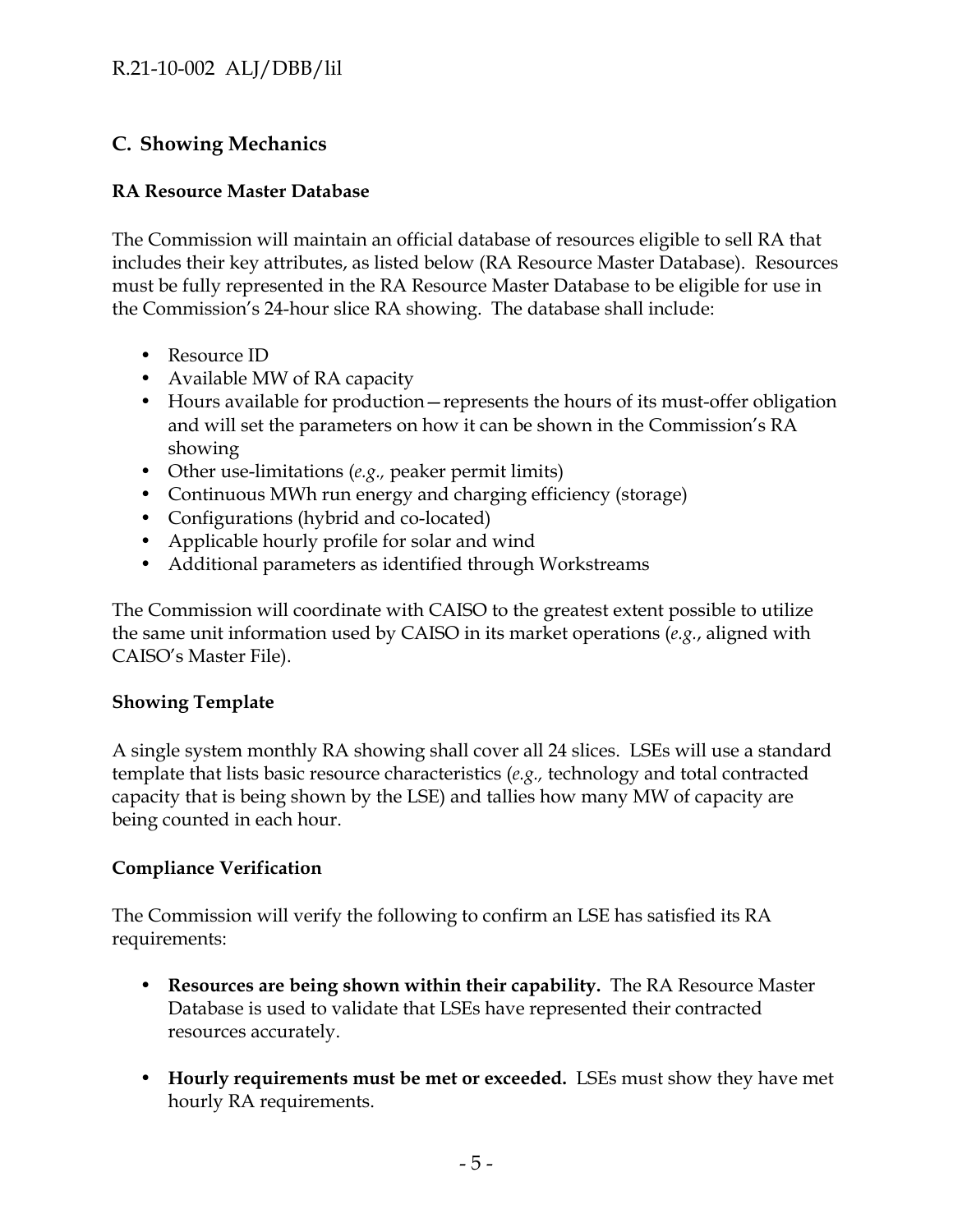## C. Showing Mechanics

**RA Resource Master Database**

The Commission will maintain an official database of resources eligible to sell RA that includes their key attributes, as listed below (RA Resource Master Database). Resources must be fully represented in the RA Resource Master Database to be eligible for use in the Commission's 24-hour slice RA showing. The database shall include:

- Resource ID
- Available MW of RA capacity
- Hours available for production—represents the hours of its must-offer obligation and will set the parameters on how it can be shown in the Commission's RA showing
- Other use-limitations (*e.g.,* peaker permit limits)
- Continuous MWh run energy and charging efficiency (storage)
- Configurations (hybrid and co-located)
- Applicable hourly profile for solar and wind
- Additional parameters as identified through Workstreams

The Commission will coordinate with CAISO to the greatest extent possible to utilize the same unit information used by CAISO in its market operations (*e.g.*, aligned with CAISO's Master File).

**Showing Template**

A single system monthly RA showing shall cover all 24 slices. LSEs will use a standard template that lists basic resource characteristics (*e.g.,* technology and total contracted capacity that is being shown by the LSE) and tallies how many MW of capacity are being counted in each hour.

**Compliance Verification**

The Commission will verify the following to confirm an LSE has satisfied its RA requirements:

- **Resources are being shown within their capability.** The RA Resource Master Database is used to validate that LSEs have represented their contracted resources accurately.

- **Hourly requirements must be met or exceeded.** LSEs must show they have met hourly RA requirements.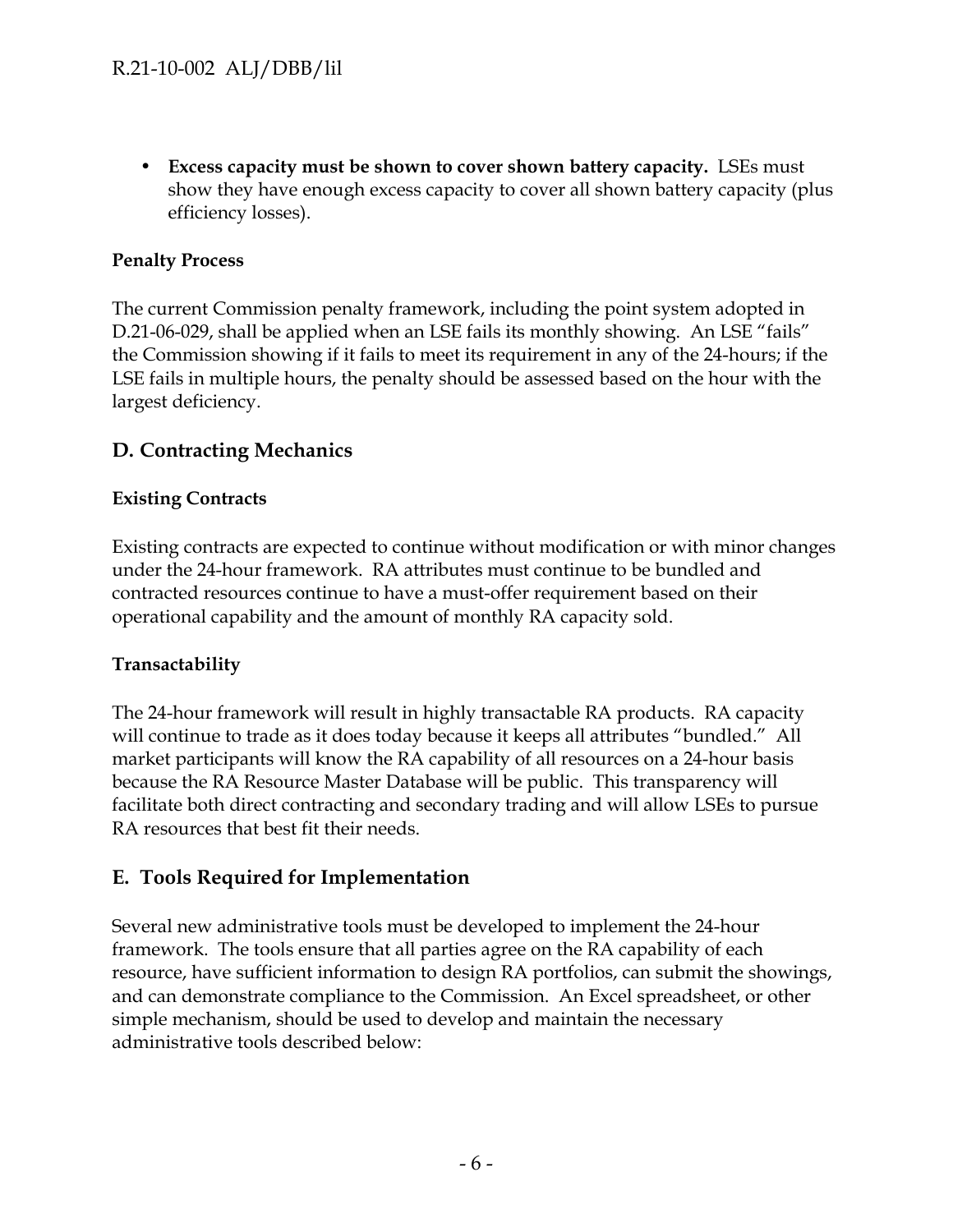- **Excess capacity must be shown to cover shown battery capacity.** LSEs must show they have enough excess capacity to cover all shown battery capacity (plus efficiency losses).

**Penalty Process**

The current Commission penalty framework, including the point system adopted in D.21-06-029, shall be applied when an LSE fails its monthly showing. An LSE "fails" the Commission showing if it fails to meet its requirement in any of the 24-hours; if the LSE fails in multiple hours, the penalty should be assessed based on the hour with the largest deficiency.

## D. Contracting Mechanics

**Existing Contracts**

Existing contracts are expected to continue without modification or with minor changes under the 24-hour framework. RA attributes must continue to be bundled and contracted resources continue to have a must-offer requirement based on their operational capability and the amount of monthly RA capacity sold.

**Transactability**

The 24-hour framework will result in highly transactable RA products. RA capacity will continue to trade as it does today because it keeps all attributes "bundled." All market participants will know the RA capability of all resources on a 24-hour basis because the RA Resource Master Database will be public. This transparency will facilitate both direct contracting and secondary trading and will allow LSEs to pursue RA resources that best fit their needs.

## E. Tools Required for Implementation

Several new administrative tools must be developed to implement the 24-hour framework. The tools ensure that all parties agree on the RA capability of each resource, have sufficient information to design RA portfolios, can submit the showings, and can demonstrate compliance to the Commission. An Excel spreadsheet, or other simple mechanism, should be used to develop and maintain the necessary administrative tools described below: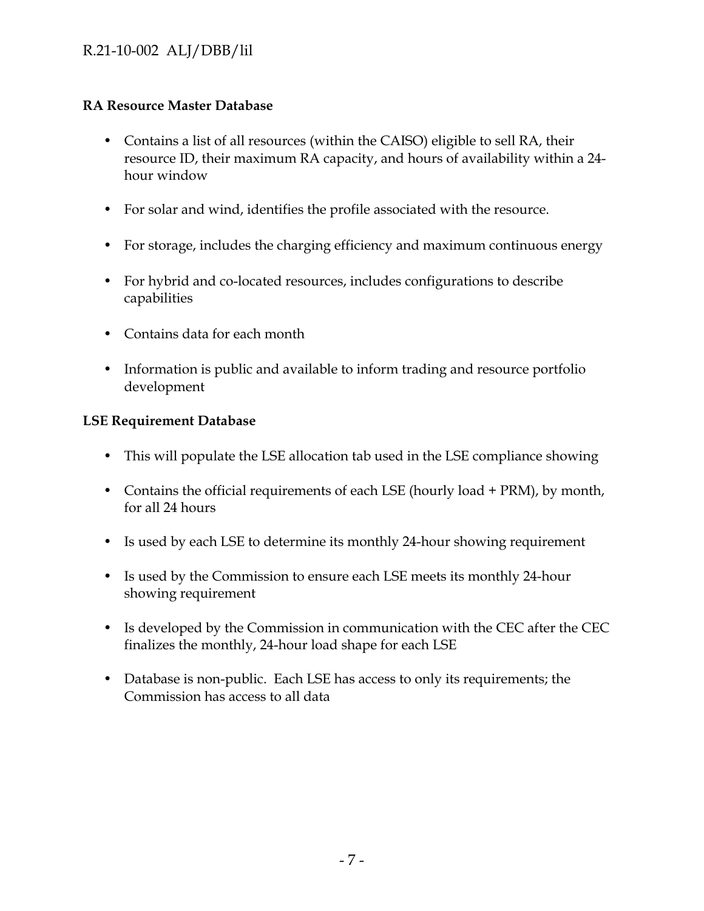**RA Resource Master Database**

- Contains a list of all resources (within the CAISO) eligible to sell RA, their resource ID, their maximum RA capacity, and hours of availability within a 24-hour window
- For solar and wind, identifies the profile associated with the resource.
- For storage, includes the charging efficiency and maximum continuous energy
- For hybrid and co-located resources, includes configurations to describe capabilities
- Contains data for each month
- Information is public and available to inform trading and resource portfolio development

**LSE Requirement Database**

- This will populate the LSE allocation tab used in the LSE compliance showing
- Contains the official requirements of each LSE (hourly load + PRM), by month, for all 24 hours
- Is used by each LSE to determine its monthly 24-hour showing requirement
- Is used by the Commission to ensure each LSE meets its monthly 24-hour showing requirement
- Is developed by the Commission in communication with the CEC after the CEC finalizes the monthly, 24-hour load shape for each LSE
- Database is non-public. Each LSE has access to only its requirements; the Commission has access to all data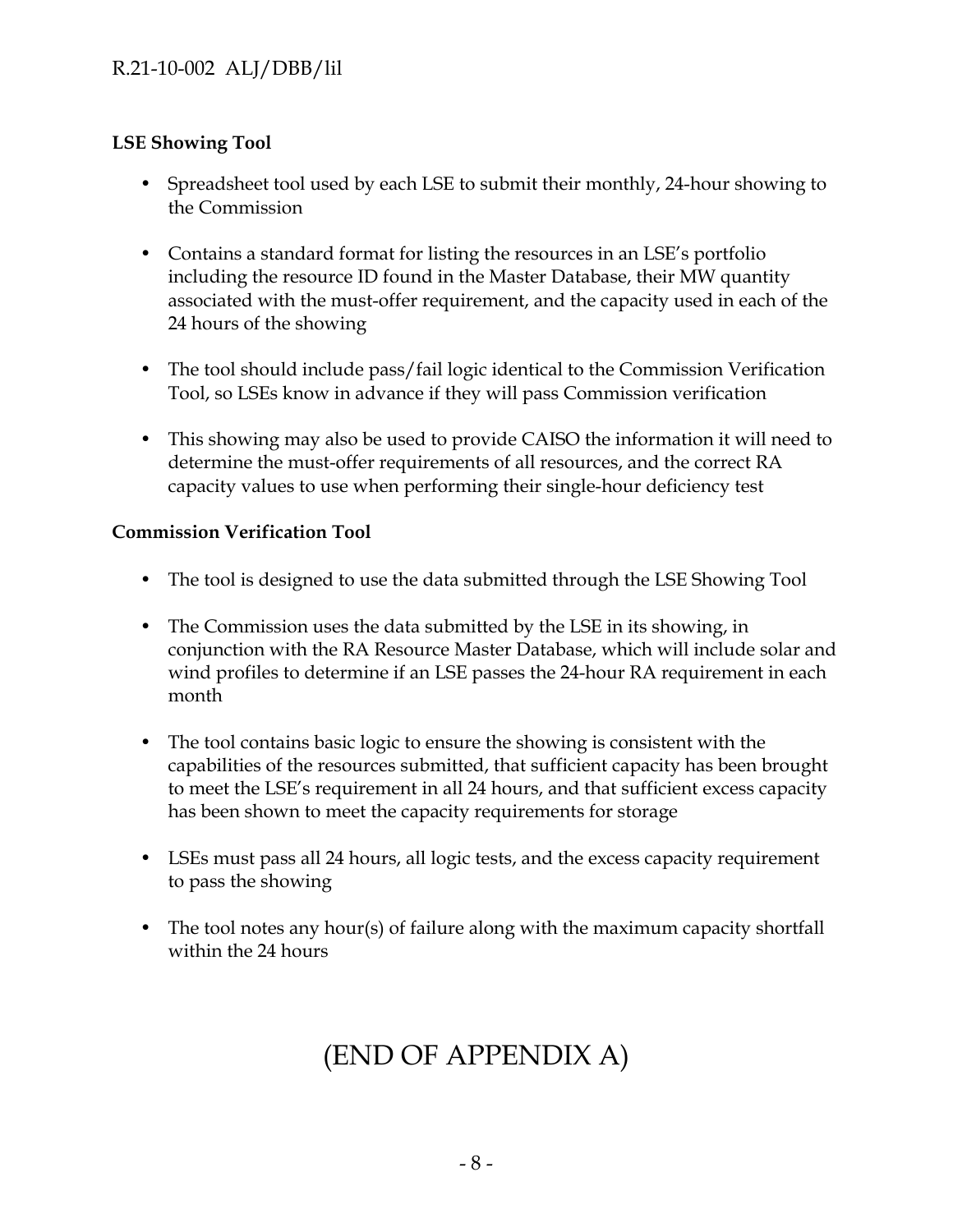**LSE Showing Tool**

- Spreadsheet tool used by each LSE to submit their monthly, 24-hour showing to the Commission
- Contains a standard format for listing the resources in an LSE's portfolio including the resource ID found in the Master Database, their MW quantity associated with the must-offer requirement, and the capacity used in each of the 24 hours of the showing
- The tool should include pass/fail logic identical to the Commission Verification Tool, so LSEs know in advance if they will pass Commission verification
- This showing may also be used to provide CAISO the information it will need to determine the must-offer requirements of all resources, and the correct RA capacity values to use when performing their single-hour deficiency test

**Commission Verification Tool**

- The tool is designed to use the data submitted through the LSE Showing Tool
- The Commission uses the data submitted by the LSE in its showing, in conjunction with the RA Resource Master Database, which will include solar and wind profiles to determine if an LSE passes the 24-hour RA requirement in each month
- The tool contains basic logic to ensure the showing is consistent with the capabilities of the resources submitted, that sufficient capacity has been brought to meet the LSE's requirement in all 24 hours, and that sufficient excess capacity has been shown to meet the capacity requirements for storage
- LSEs must pass all 24 hours, all logic tests, and the excess capacity requirement to pass the showing
- The tool notes any hour(s) of failure along with the maximum capacity shortfall within the 24 hours

# (END OF APPENDIX A)